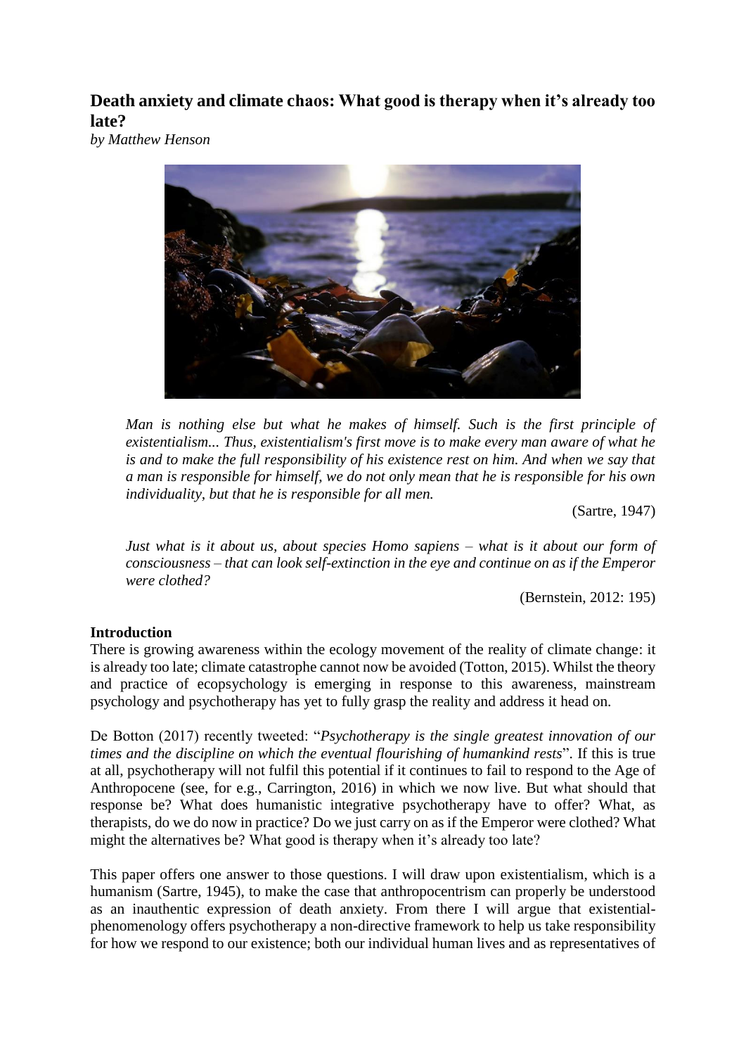# Death anxiety and climate chaos: What good is therapy when it's already too late?

*by Matthew Henson*

> *Man is nothing else but what he makes of himself. Such is the first principle of existentialism... Thus, existentialism's first move is to make every man aware of what he is and to make the full responsibility of his existence rest on him. And when we say that a man is responsible for himself, we do not only mean that he is responsible for his own individuality, but that he is responsible for all men.*
>
> (Sartre, 1947)

> *Just what is it about us, about species Homo sapiens – what is it about our form of consciousness – that can look self-extinction in the eye and continue on as if the Emperor were clothed?*
>
> (Bernstein, 2012: 195)

**Introduction**

There is growing awareness within the ecology movement of the reality of climate change: it is already too late; climate catastrophe cannot now be avoided (Totton, 2015). Whilst the theory and practice of ecopsychology is emerging in response to this awareness, mainstream psychology and psychotherapy has yet to fully grasp the reality and address it head on.

De Botton (2017) recently tweeted: "*Psychotherapy is the single greatest innovation of our times and the discipline on which the eventual flourishing of humankind rests*". If this is true at all, psychotherapy will not fulfil this potential if it continues to fail to respond to the Age of Anthropocene (see, for e.g., Carrington, 2016) in which we now live. But what should that response be? What does humanistic integrative psychotherapy have to offer? What, as therapists, do we do now in practice? Do we just carry on as if the Emperor were clothed? What might the alternatives be? What good is therapy when it's already too late?

This paper offers one answer to those questions. I will draw upon existentialism, which is a humanism (Sartre, 1945), to make the case that anthropocentrism can properly be understood as an inauthentic expression of death anxiety. From there I will argue that existential-phenomenology offers psychotherapy a non-directive framework to help us take responsibility for how we respond to our existence; both our individual human lives and as representatives of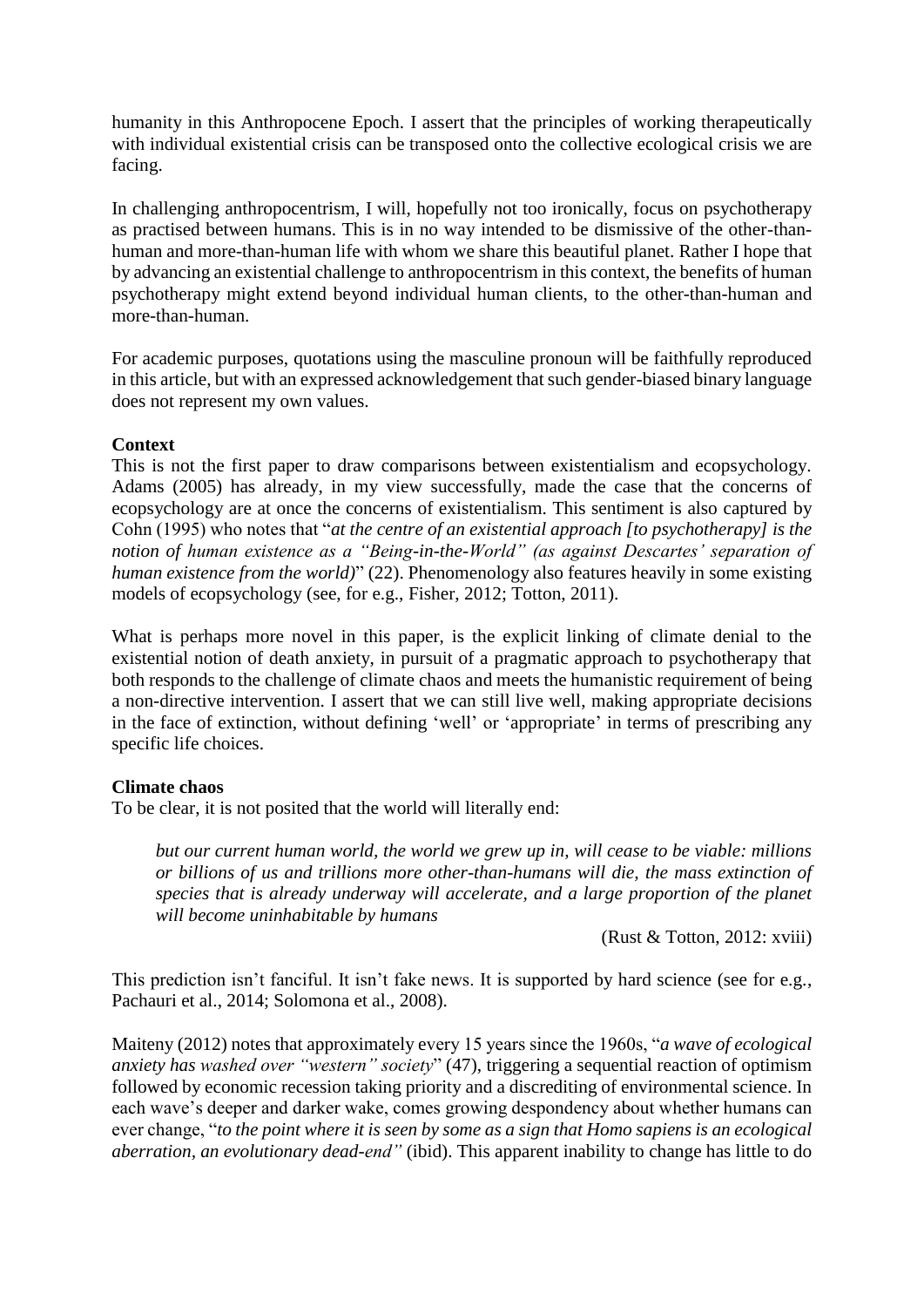humanity in this Anthropocene Epoch. I assert that the principles of working therapeutically with individual existential crisis can be transposed onto the collective ecological crisis we are facing.

In challenging anthropocentrism, I will, hopefully not too ironically, focus on psychotherapy as practised between humans. This is in no way intended to be dismissive of the other-than-human and more-than-human life with whom we share this beautiful planet. Rather I hope that by advancing an existential challenge to anthropocentrism in this context, the benefits of human psychotherapy might extend beyond individual human clients, to the other-than-human and more-than-human.

For academic purposes, quotations using the masculine pronoun will be faithfully reproduced in this article, but with an expressed acknowledgement that such gender-biased binary language does not represent my own values.

**Context**

This is not the first paper to draw comparisons between existentialism and ecopsychology. Adams (2005) has already, in my view successfully, made the case that the concerns of ecopsychology are at once the concerns of existentialism. This sentiment is also captured by Cohn (1995) who notes that "*at the centre of an existential approach [to psychotherapy] is the notion of human existence as a "Being-in-the-World" (as against Descartes' separation of human existence from the world)*" (22). Phenomenology also features heavily in some existing models of ecopsychology (see, for e.g., Fisher, 2012; Totton, 2011).

What is perhaps more novel in this paper, is the explicit linking of climate denial to the existential notion of death anxiety, in pursuit of a pragmatic approach to psychotherapy that both responds to the challenge of climate chaos and meets the humanistic requirement of being a non-directive intervention. I assert that we can still live well, making appropriate decisions in the face of extinction, without defining 'well' or 'appropriate' in terms of prescribing any specific life choices.

**Climate chaos**

To be clear, it is not posited that the world will literally end:

> *but our current human world, the world we grew up in, will cease to be viable: millions or billions of us and trillions more other-than-humans will die, the mass extinction of species that is already underway will accelerate, and a large proportion of the planet will become uninhabitable by humans*
>
> (Rust & Totton, 2012: xviii)

This prediction isn't fanciful. It isn't fake news. It is supported by hard science (see for e.g., Pachauri et al., 2014; Solomona et al., 2008).

Maiteny (2012) notes that approximately every 15 years since the 1960s, "*a wave of ecological anxiety has washed over "western" society*" (47), triggering a sequential reaction of optimism followed by economic recession taking priority and a discrediting of environmental science. In each wave's deeper and darker wake, comes growing despondency about whether humans can ever change, "*to the point where it is seen by some as a sign that Homo sapiens is an ecological aberration, an evolutionary dead-end"* (ibid). This apparent inability to change has little to do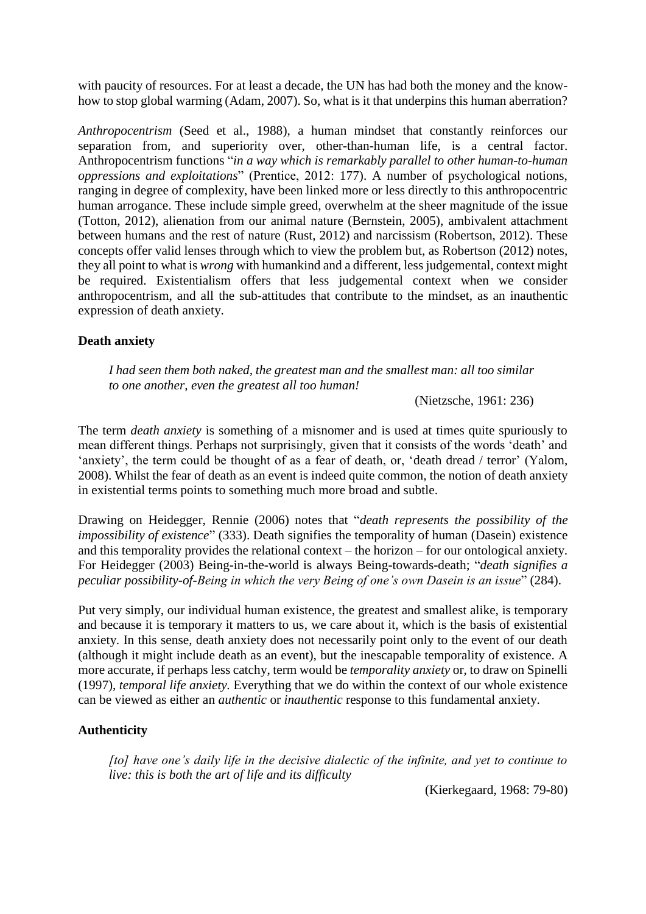with paucity of resources. For at least a decade, the UN has had both the money and the know-how to stop global warming (Adam, 2007). So, what is it that underpins this human aberration?

*Anthropocentrism* (Seed et al., 1988), a human mindset that constantly reinforces our separation from, and superiority over, other-than-human life, is a central factor. Anthropocentrism functions "*in a way which is remarkably parallel to other human-to-human oppressions and exploitations*" (Prentice, 2012: 177). A number of psychological notions, ranging in degree of complexity, have been linked more or less directly to this anthropocentric human arrogance. These include simple greed, overwhelm at the sheer magnitude of the issue (Totton, 2012), alienation from our animal nature (Bernstein, 2005), ambivalent attachment between humans and the rest of nature (Rust, 2012) and narcissism (Robertson, 2012). These concepts offer valid lenses through which to view the problem but, as Robertson (2012) notes, they all point to what is *wrong* with humankind and a different, less judgemental, context might be required. Existentialism offers that less judgemental context when we consider anthropocentrism, and all the sub-attitudes that contribute to the mindset, as an inauthentic expression of death anxiety.

## Death anxiety

> *I had seen them both naked, the greatest man and the smallest man: all too similar to one another, even the greatest all too human!*
>
> (Nietzsche, 1961: 236)

The term *death anxiety* is something of a misnomer and is used at times quite spuriously to mean different things. Perhaps not surprisingly, given that it consists of the words 'death' and 'anxiety', the term could be thought of as a fear of death, or, 'death dread / terror' (Yalom, 2008). Whilst the fear of death as an event is indeed quite common, the notion of death anxiety in existential terms points to something much more broad and subtle.

Drawing on Heidegger, Rennie (2006) notes that "*death represents the possibility of the impossibility of existence*" (333). Death signifies the temporality of human (Dasein) existence and this temporality provides the relational context – the horizon – for our ontological anxiety. For Heidegger (2003) Being-in-the-world is always Being-towards-death; "*death signifies a peculiar possibility-of-Being in which the very Being of one's own Dasein is an issue*" (284).

Put very simply, our individual human existence, the greatest and smallest alike, is temporary and because it is temporary it matters to us, we care about it, which is the basis of existential anxiety. In this sense, death anxiety does not necessarily point only to the event of our death (although it might include death as an event), but the inescapable temporality of existence. A more accurate, if perhaps less catchy, term would be *temporality anxiety* or, to draw on Spinelli (1997), *temporal life anxiety*. Everything that we do within the context of our whole existence can be viewed as either an *authentic* or *inauthentic* response to this fundamental anxiety.

## Authenticity

> *[to] have one's daily life in the decisive dialectic of the infinite, and yet to continue to live: this is both the art of life and its difficulty*
>
> (Kierkegaard, 1968: 79-80)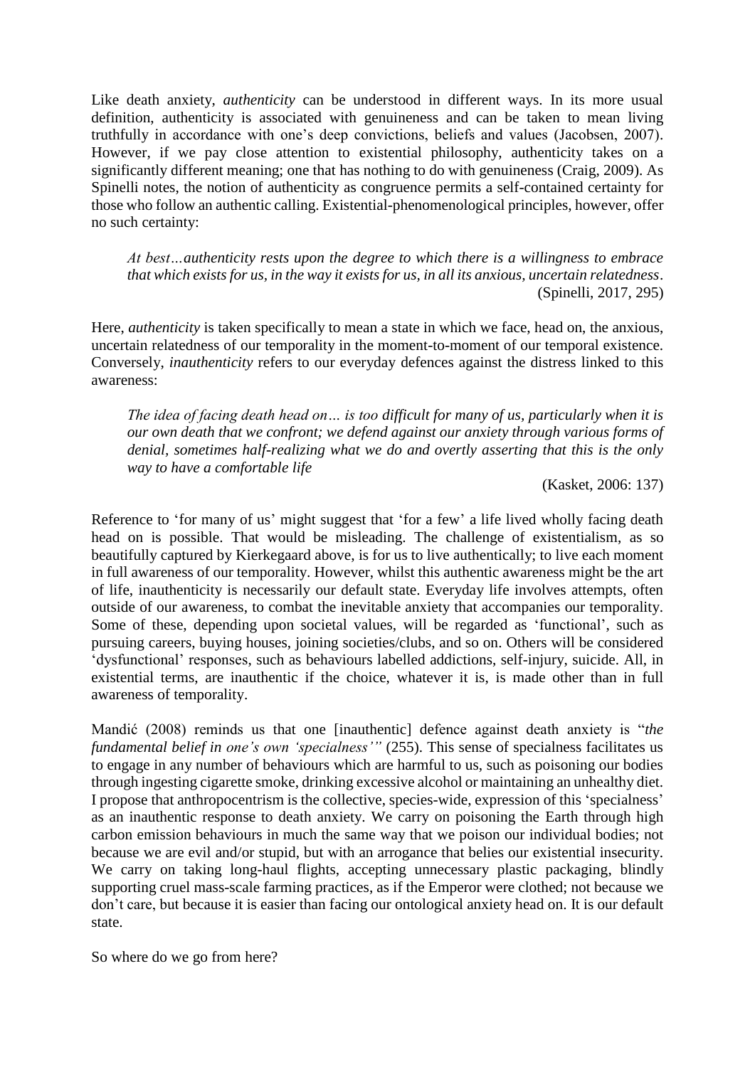Like death anxiety, *authenticity* can be understood in different ways. In its more usual definition, authenticity is associated with genuineness and can be taken to mean living truthfully in accordance with one's deep convictions, beliefs and values (Jacobsen, 2007). However, if we pay close attention to existential philosophy, authenticity takes on a significantly different meaning; one that has nothing to do with genuineness (Craig, 2009). As Spinelli notes, the notion of authenticity as congruence permits a self-contained certainty for those who follow an authentic calling. Existential-phenomenological principles, however, offer no such certainty:

> *At best…authenticity rests upon the degree to which there is a willingness to embrace that which exists for us, in the way it exists for us, in all its anxious, uncertain relatedness*. (Spinelli, 2017, 295)

Here, *authenticity* is taken specifically to mean a state in which we face, head on, the anxious, uncertain relatedness of our temporality in the moment-to-moment of our temporal existence. Conversely, *inauthenticity* refers to our everyday defences against the distress linked to this awareness:

> *The idea of facing death head on… is too difficult for many of us, particularly when it is our own death that we confront; we defend against our anxiety through various forms of denial, sometimes half-realizing what we do and overtly asserting that this is the only way to have a comfortable life*
>
> (Kasket, 2006: 137)

Reference to 'for many of us' might suggest that 'for a few' a life lived wholly facing death head on is possible. That would be misleading. The challenge of existentialism, as so beautifully captured by Kierkegaard above, is for us to live authentically; to live each moment in full awareness of our temporality. However, whilst this authentic awareness might be the art of life, inauthenticity is necessarily our default state. Everyday life involves attempts, often outside of our awareness, to combat the inevitable anxiety that accompanies our temporality. Some of these, depending upon societal values, will be regarded as 'functional', such as pursuing careers, buying houses, joining societies/clubs, and so on. Others will be considered 'dysfunctional' responses, such as behaviours labelled addictions, self-injury, suicide. All, in existential terms, are inauthentic if the choice, whatever it is, is made other than in full awareness of temporality.

Mandić (2008) reminds us that one [inauthentic] defence against death anxiety is "*the fundamental belief in one's own 'specialness'*" (255). This sense of specialness facilitates us to engage in any number of behaviours which are harmful to us, such as poisoning our bodies through ingesting cigarette smoke, drinking excessive alcohol or maintaining an unhealthy diet. I propose that anthropocentrism is the collective, species-wide, expression of this 'specialness' as an inauthentic response to death anxiety. We carry on poisoning the Earth through high carbon emission behaviours in much the same way that we poison our individual bodies; not because we are evil and/or stupid, but with an arrogance that belies our existential insecurity. We carry on taking long-haul flights, accepting unnecessary plastic packaging, blindly supporting cruel mass-scale farming practices, as if the Emperor were clothed; not because we don't care, but because it is easier than facing our ontological anxiety head on. It is our default state.

So where do we go from here?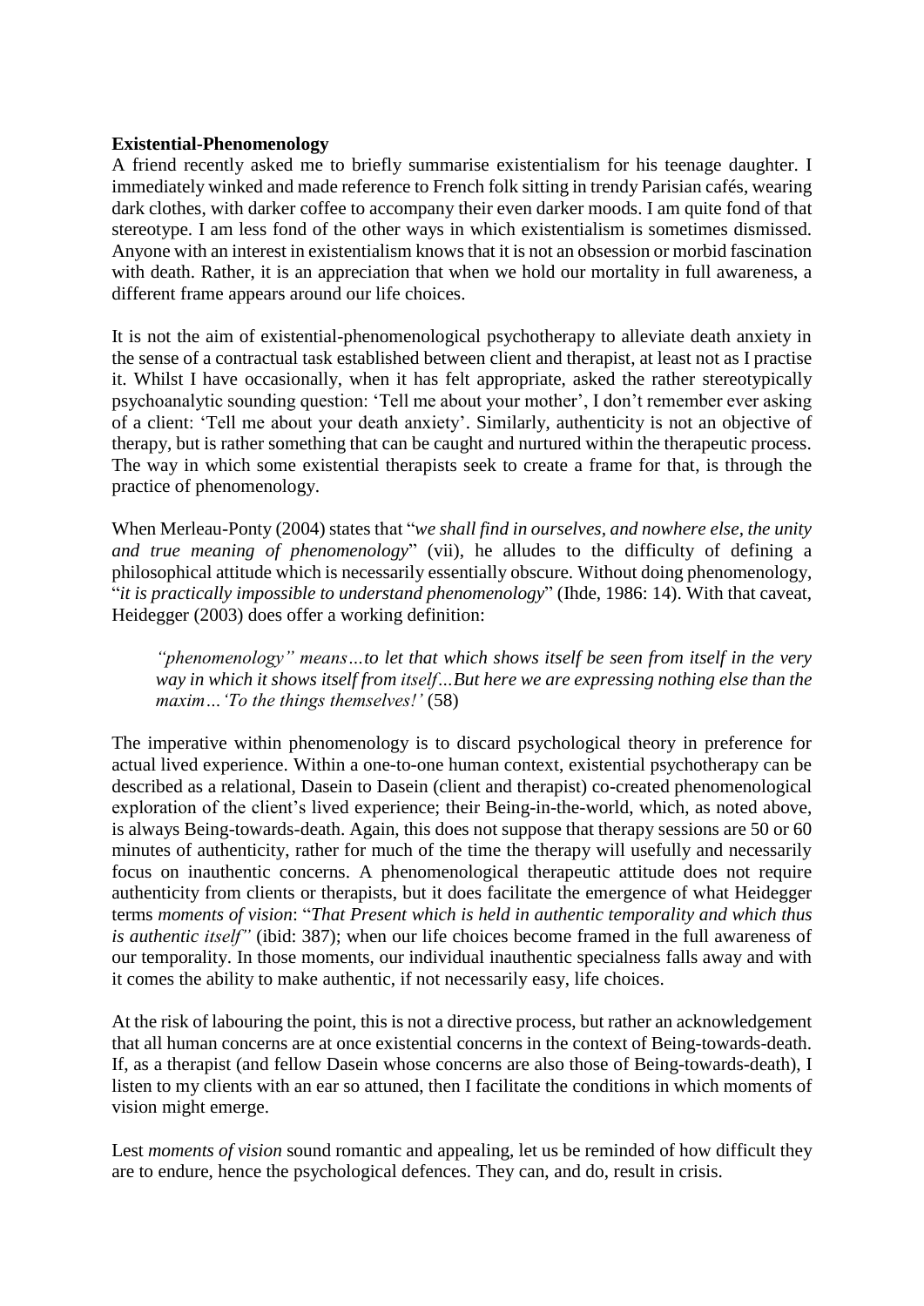**Existential-Phenomenology**

A friend recently asked me to briefly summarise existentialism for his teenage daughter. I immediately winked and made reference to French folk sitting in trendy Parisian cafés, wearing dark clothes, with darker coffee to accompany their even darker moods. I am quite fond of that stereotype. I am less fond of the other ways in which existentialism is sometimes dismissed. Anyone with an interest in existentialism knows that it is not an obsession or morbid fascination with death. Rather, it is an appreciation that when we hold our mortality in full awareness, a different frame appears around our life choices.

It is not the aim of existential-phenomenological psychotherapy to alleviate death anxiety in the sense of a contractual task established between client and therapist, at least not as I practise it. Whilst I have occasionally, when it has felt appropriate, asked the rather stereotypically psychoanalytic sounding question: 'Tell me about your mother', I don't remember ever asking of a client: 'Tell me about your death anxiety'. Similarly, authenticity is not an objective of therapy, but is rather something that can be caught and nurtured within the therapeutic process. The way in which some existential therapists seek to create a frame for that, is through the practice of phenomenology.

When Merleau-Ponty (2004) states that "*we shall find in ourselves, and nowhere else, the unity and true meaning of phenomenology*" (vii), he alludes to the difficulty of defining a philosophical attitude which is necessarily essentially obscure. Without doing phenomenology, "*it is practically impossible to understand phenomenology*" (Ihde, 1986: 14). With that caveat, Heidegger (2003) does offer a working definition:

> *"phenomenology" means…to let that which shows itself be seen from itself in the very way in which it shows itself from itself…But here we are expressing nothing else than the maxim…'To the things themselves!'* (58)

The imperative within phenomenology is to discard psychological theory in preference for actual lived experience. Within a one-to-one human context, existential psychotherapy can be described as a relational, Dasein to Dasein (client and therapist) co-created phenomenological exploration of the client's lived experience; their Being-in-the-world, which, as noted above, is always Being-towards-death. Again, this does not suppose that therapy sessions are 50 or 60 minutes of authenticity, rather for much of the time the therapy will usefully and necessarily focus on inauthentic concerns. A phenomenological therapeutic attitude does not require authenticity from clients or therapists, but it does facilitate the emergence of what Heidegger terms *moments of vision*: "*That Present which is held in authentic temporality and which thus is authentic itself"* (ibid: 387); when our life choices become framed in the full awareness of our temporality. In those moments, our individual inauthentic specialness falls away and with it comes the ability to make authentic, if not necessarily easy, life choices.

At the risk of labouring the point, this is not a directive process, but rather an acknowledgement that all human concerns are at once existential concerns in the context of Being-towards-death. If, as a therapist (and fellow Dasein whose concerns are also those of Being-towards-death), I listen to my clients with an ear so attuned, then I facilitate the conditions in which moments of vision might emerge.

Lest *moments of vision* sound romantic and appealing, let us be reminded of how difficult they are to endure, hence the psychological defences. They can, and do, result in crisis.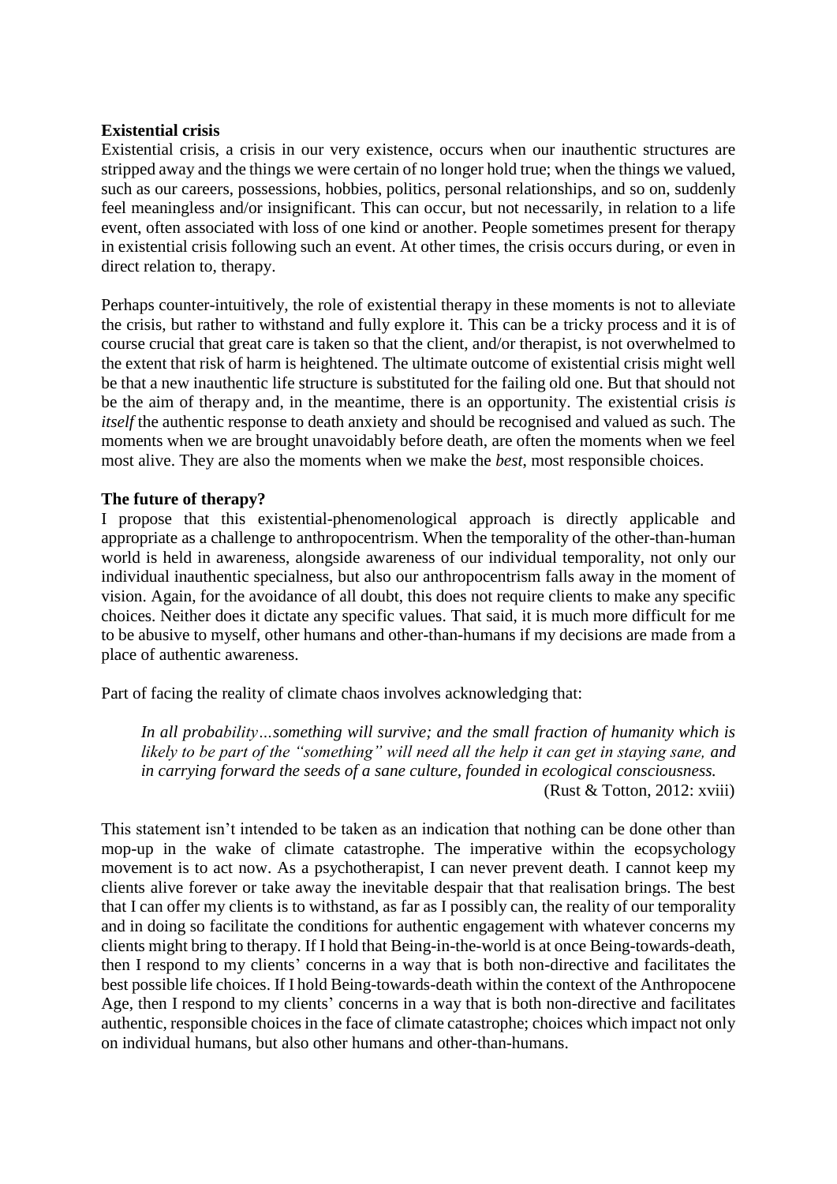**Existential crisis**

Existential crisis, a crisis in our very existence, occurs when our inauthentic structures are stripped away and the things we were certain of no longer hold true; when the things we valued, such as our careers, possessions, hobbies, politics, personal relationships, and so on, suddenly feel meaningless and/or insignificant. This can occur, but not necessarily, in relation to a life event, often associated with loss of one kind or another. People sometimes present for therapy in existential crisis following such an event. At other times, the crisis occurs during, or even in direct relation to, therapy.

Perhaps counter-intuitively, the role of existential therapy in these moments is not to alleviate the crisis, but rather to withstand and fully explore it. This can be a tricky process and it is of course crucial that great care is taken so that the client, and/or therapist, is not overwhelmed to the extent that risk of harm is heightened. The ultimate outcome of existential crisis might well be that a new inauthentic life structure is substituted for the failing old one. But that should not be the aim of therapy and, in the meantime, there is an opportunity. The existential crisis *is itself* the authentic response to death anxiety and should be recognised and valued as such. The moments when we are brought unavoidably before death, are often the moments when we feel most alive. They are also the moments when we make the *best*, most responsible choices.

**The future of therapy?**

I propose that this existential-phenomenological approach is directly applicable and appropriate as a challenge to anthropocentrism. When the temporality of the other-than-human world is held in awareness, alongside awareness of our individual temporality, not only our individual inauthentic specialness, but also our anthropocentrism falls away in the moment of vision. Again, for the avoidance of all doubt, this does not require clients to make any specific choices. Neither does it dictate any specific values. That said, it is much more difficult for me to be abusive to myself, other humans and other-than-humans if my decisions are made from a place of authentic awareness.

Part of facing the reality of climate chaos involves acknowledging that:

> *In all probability…something will survive; and the small fraction of humanity which is likely to be part of the "something" will need all the help it can get in staying sane, and in carrying forward the seeds of a sane culture, founded in ecological consciousness.*
>
> (Rust & Totton, 2012: xviii)

This statement isn't intended to be taken as an indication that nothing can be done other than mop-up in the wake of climate catastrophe. The imperative within the ecopsychology movement is to act now. As a psychotherapist, I can never prevent death. I cannot keep my clients alive forever or take away the inevitable despair that that realisation brings. The best that I can offer my clients is to withstand, as far as I possibly can, the reality of our temporality and in doing so facilitate the conditions for authentic engagement with whatever concerns my clients might bring to therapy. If I hold that Being-in-the-world is at once Being-towards-death, then I respond to my clients' concerns in a way that is both non-directive and facilitates the best possible life choices. If I hold Being-towards-death within the context of the Anthropocene Age, then I respond to my clients' concerns in a way that is both non-directive and facilitates authentic, responsible choices in the face of climate catastrophe; choices which impact not only on individual humans, but also other humans and other-than-humans.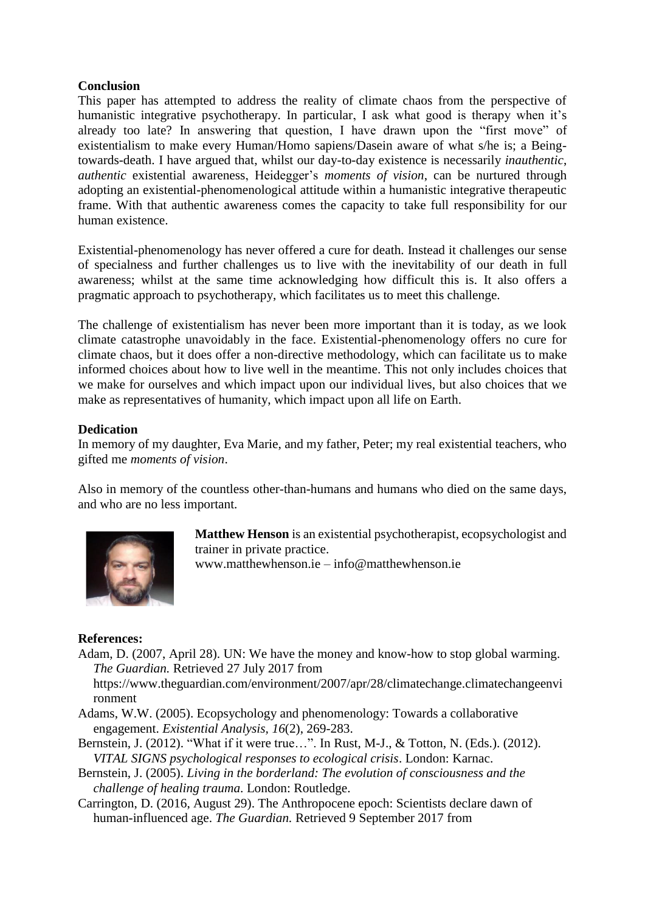**Conclusion**

This paper has attempted to address the reality of climate chaos from the perspective of humanistic integrative psychotherapy. In particular, I ask what good is therapy when it's already too late? In answering that question, I have drawn upon the "first move" of existentialism to make every Human/Homo sapiens/Dasein aware of what s/he is; a Being-towards-death. I have argued that, whilst our day-to-day existence is necessarily *inauthentic*, *authentic* existential awareness, Heidegger's *moments of vision*, can be nurtured through adopting an existential-phenomenological attitude within a humanistic integrative therapeutic frame. With that authentic awareness comes the capacity to take full responsibility for our human existence.

Existential-phenomenology has never offered a cure for death. Instead it challenges our sense of specialness and further challenges us to live with the inevitability of our death in full awareness; whilst at the same time acknowledging how difficult this is. It also offers a pragmatic approach to psychotherapy, which facilitates us to meet this challenge.

The challenge of existentialism has never been more important than it is today, as we look climate catastrophe unavoidably in the face. Existential-phenomenology offers no cure for climate chaos, but it does offer a non-directive methodology, which can facilitate us to make informed choices about how to live well in the meantime. This not only includes choices that we make for ourselves and which impact upon our individual lives, but also choices that we make as representatives of humanity, which impact upon all life on Earth.

**Dedication**

In memory of my daughter, Eva Marie, and my father, Peter; my real existential teachers, who gifted me *moments of vision*.

Also in memory of the countless other-than-humans and humans who died on the same days, and who are no less important.

**Matthew Henson** is an existential psychotherapist, ecopsychologist and trainer in private practice.
www.matthewhenson.ie – info@matthewhenson.ie

**References:**

Adam, D. (2007, April 28). UN: We have the money and know-how to stop global warming. *The Guardian.* Retrieved 27 July 2017 from https://www.theguardian.com/environment/2007/apr/28/climatechange.climatechangeenvironment

Adams, W.W. (2005). Ecopsychology and phenomenology: Towards a collaborative engagement. *Existential Analysis, 16*(2), 269-283.

Bernstein, J. (2012). "What if it were true…". In Rust, M-J., & Totton, N. (Eds.). (2012). *VITAL SIGNS psychological responses to ecological crisis*. London: Karnac.

Bernstein, J. (2005). *Living in the borderland: The evolution of consciousness and the challenge of healing trauma.* London: Routledge.

Carrington, D. (2016, August 29). The Anthropocene epoch: Scientists declare dawn of human-influenced age. *The Guardian.* Retrieved 9 September 2017 from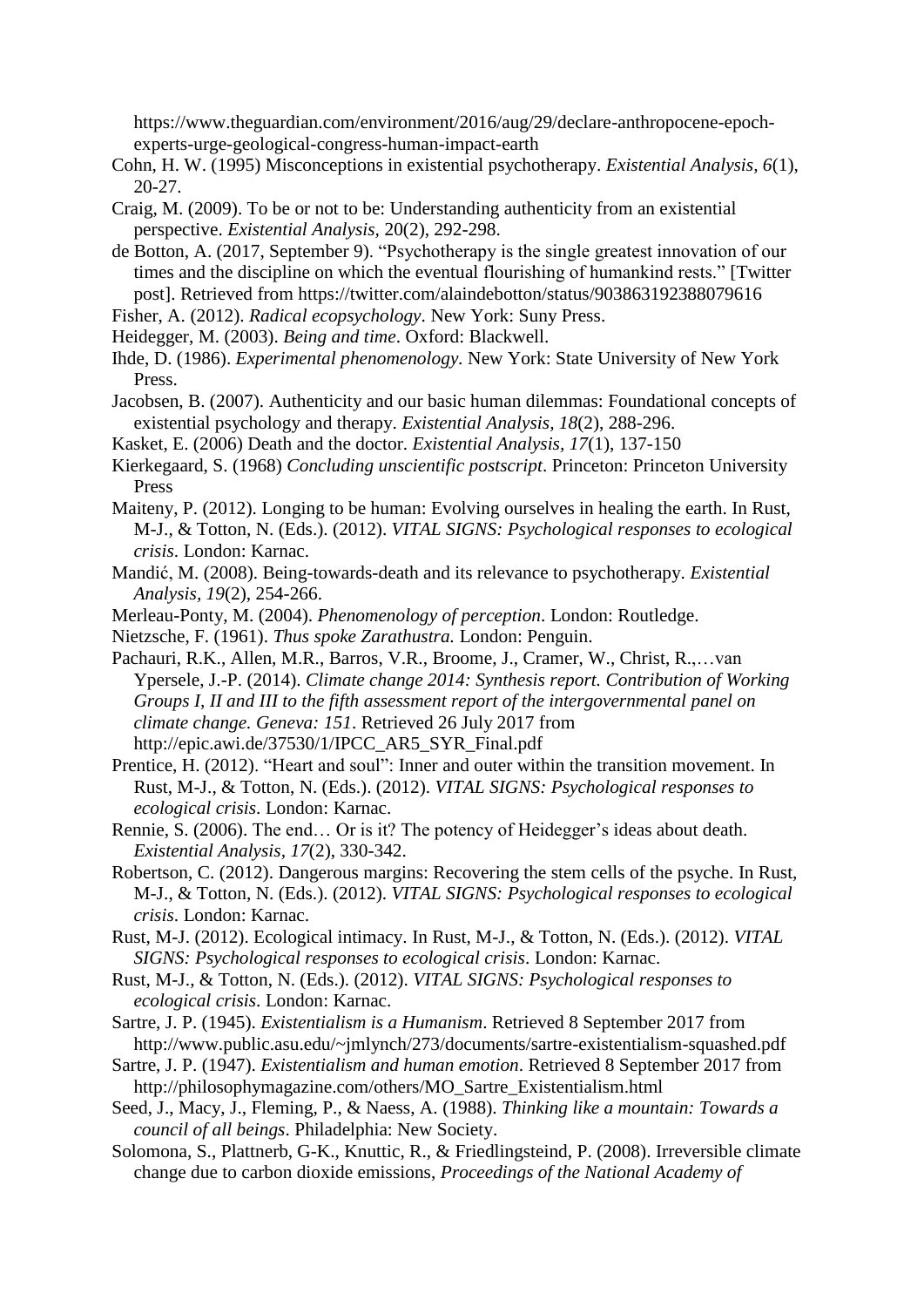https://www.theguardian.com/environment/2016/aug/29/declare-anthropocene-epoch-experts-urge-geological-congress-human-impact-earth

Cohn, H. W. (1995) Misconceptions in existential psychotherapy. *Existential Analysis, 6*(1), 20-27.

Craig, M. (2009). To be or not to be: Understanding authenticity from an existential perspective. *Existential Analysis,* 20(2), 292-298.

de Botton, A. (2017, September 9). "Psychotherapy is the single greatest innovation of our times and the discipline on which the eventual flourishing of humankind rests." [Twitter post]. Retrieved from https://twitter.com/alaindebotton/status/903863192388079616

Fisher, A. (2012). *Radical ecopsychology*. New York: Suny Press.

Heidegger, M. (2003). *Being and time*. Oxford: Blackwell.

Ihde, D. (1986). *Experimental phenomenology*. New York: State University of New York Press.

Jacobsen, B. (2007). Authenticity and our basic human dilemmas: Foundational concepts of existential psychology and therapy. *Existential Analysis, 18*(2), 288-296.

Kasket, E. (2006) Death and the doctor. *Existential Analysis, 17*(1), 137-150

Kierkegaard, S. (1968) *Concluding unscientific postscript*. Princeton: Princeton University Press

Maiteny, P. (2012). Longing to be human: Evolving ourselves in healing the earth. In Rust, M-J., & Totton, N. (Eds.). (2012). *VITAL SIGNS: Psychological responses to ecological crisis*. London: Karnac.

Mandić, M. (2008). Being-towards-death and its relevance to psychotherapy. *Existential Analysis, 19*(2), 254-266.

Merleau-Ponty, M. (2004). *Phenomenology of perception*. London: Routledge.

Nietzsche, F. (1961). *Thus spoke Zarathustra.* London: Penguin.

Pachauri, R.K., Allen, M.R., Barros, V.R., Broome, J., Cramer, W., Christ, R.,…van Ypersele, J.-P. (2014). *Climate change 2014: Synthesis report. Contribution of Working Groups I, II and III to the fifth assessment report of the intergovernmental panel on climate change. Geneva: 151*. Retrieved 26 July 2017 from http://epic.awi.de/37530/1/IPCC_AR5_SYR_Final.pdf

Prentice, H. (2012). "Heart and soul": Inner and outer within the transition movement. In Rust, M-J., & Totton, N. (Eds.). (2012). *VITAL SIGNS: Psychological responses to ecological crisis*. London: Karnac.

Rennie, S. (2006). The end… Or is it? The potency of Heidegger's ideas about death. *Existential Analysis, 17*(2), 330-342.

Robertson, C. (2012). Dangerous margins: Recovering the stem cells of the psyche. In Rust, M-J., & Totton, N. (Eds.). (2012). *VITAL SIGNS: Psychological responses to ecological crisis*. London: Karnac.

Rust, M-J. (2012). Ecological intimacy. In Rust, M-J., & Totton, N. (Eds.). (2012). *VITAL SIGNS: Psychological responses to ecological crisis*. London: Karnac.

Rust, M-J., & Totton, N. (Eds.). (2012). *VITAL SIGNS: Psychological responses to ecological crisis*. London: Karnac.

Sartre, J. P. (1945). *Existentialism is a Humanism*. Retrieved 8 September 2017 from http://www.public.asu.edu/~jmlynch/273/documents/sartre-existentialism-squashed.pdf

Sartre, J. P. (1947). *Existentialism and human emotion*. Retrieved 8 September 2017 from http://philosophymagazine.com/others/MO_Sartre_Existentialism.html

Seed, J., Macy, J., Fleming, P., & Naess, A. (1988). *Thinking like a mountain: Towards a council of all beings*. Philadelphia: New Society.

Solomona, S., Plattnerb, G-K., Knuttic, R., & Friedlingsteind, P. (2008). Irreversible climate change due to carbon dioxide emissions, *Proceedings of the National Academy of*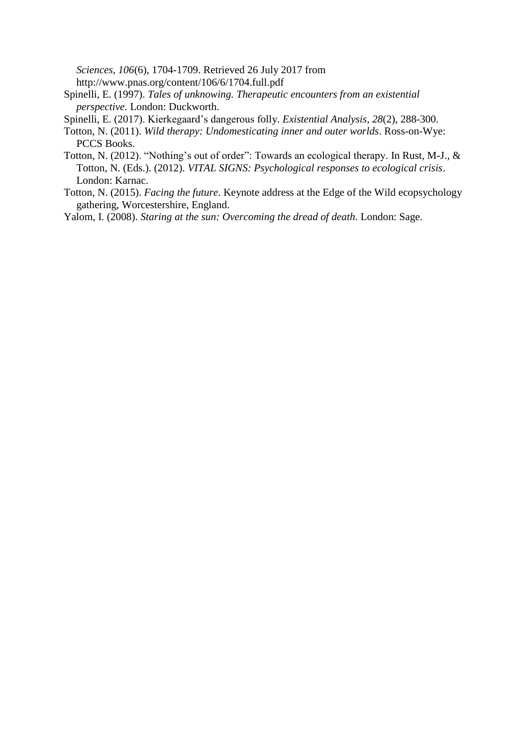*Sciences*, *106*(6), 1704-1709. Retrieved 26 July 2017 from http://www.pnas.org/content/106/6/1704.full.pdf

Spinelli, E. (1997). *Tales of unknowing. Therapeutic encounters from an existential perspective*. London: Duckworth.

Spinelli, E. (2017). Kierkegaard's dangerous folly. *Existential Analysis, 28*(2), 288-300.

Totton, N. (2011). *Wild therapy: Undomesticating inner and outer worlds*. Ross-on-Wye: PCCS Books.

Totton, N. (2012). "Nothing's out of order": Towards an ecological therapy. In Rust, M-J., & Totton, N. (Eds.). (2012). *VITAL SIGNS: Psychological responses to ecological crisis*. London: Karnac.

Totton, N. (2015). *Facing the future*. Keynote address at the Edge of the Wild ecopsychology gathering, Worcestershire, England.

Yalom, I. (2008). *Staring at the sun: Overcoming the dread of death*. London: Sage.